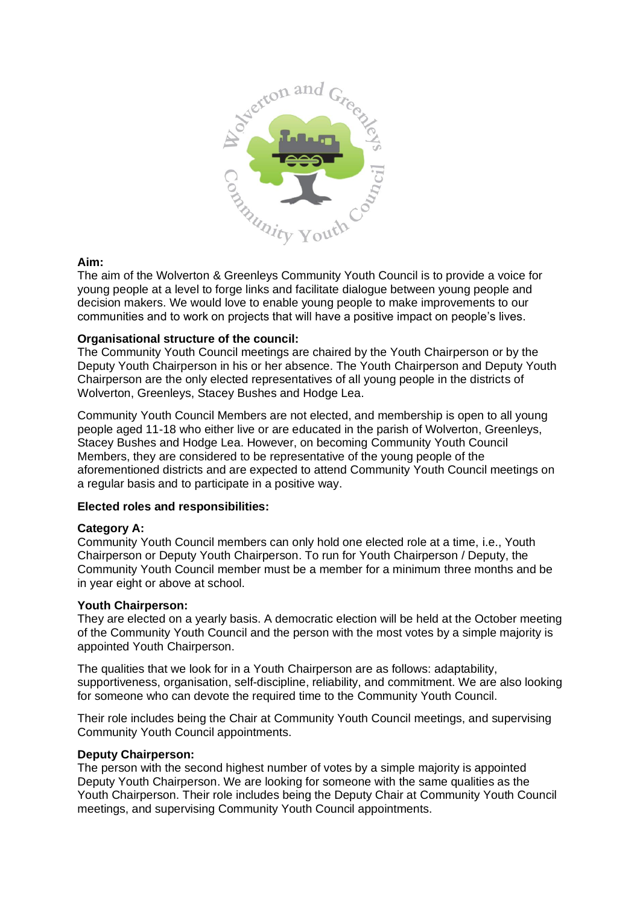**Aim:**
The aim of the Wolverton & Greenleys Community Youth Council is to provide a voice for young people at a level to forge links and facilitate dialogue between young people and decision makers. We would love to enable young people to make improvements to our communities and to work on projects that will have a positive impact on people's lives.

**Organisational structure of the council:**
The Community Youth Council meetings are chaired by the Youth Chairperson or by the Deputy Youth Chairperson in his or her absence. The Youth Chairperson and Deputy Youth Chairperson are the only elected representatives of all young people in the districts of Wolverton, Greenleys, Stacey Bushes and Hodge Lea.

Community Youth Council Members are not elected, and membership is open to all young people aged 11-18 who either live or are educated in the parish of Wolverton, Greenleys, Stacey Bushes and Hodge Lea. However, on becoming Community Youth Council Members, they are considered to be representative of the young people of the aforementioned districts and are expected to attend Community Youth Council meetings on a regular basis and to participate in a positive way.

**Elected roles and responsibilities:**

**Category A:**
Community Youth Council members can only hold one elected role at a time, i.e., Youth Chairperson or Deputy Youth Chairperson. To run for Youth Chairperson / Deputy, the Community Youth Council member must be a member for a minimum three months and be in year eight or above at school.

**Youth Chairperson:**
They are elected on a yearly basis. A democratic election will be held at the October meeting of the Community Youth Council and the person with the most votes by a simple majority is appointed Youth Chairperson.

The qualities that we look for in a Youth Chairperson are as follows: adaptability, supportiveness, organisation, self-discipline, reliability, and commitment. We are also looking for someone who can devote the required time to the Community Youth Council.

Their role includes being the Chair at Community Youth Council meetings, and supervising Community Youth Council appointments.

**Deputy Chairperson:**
The person with the second highest number of votes by a simple majority is appointed Deputy Youth Chairperson. We are looking for someone with the same qualities as the Youth Chairperson. Their role includes being the Deputy Chair at Community Youth Council meetings, and supervising Community Youth Council appointments.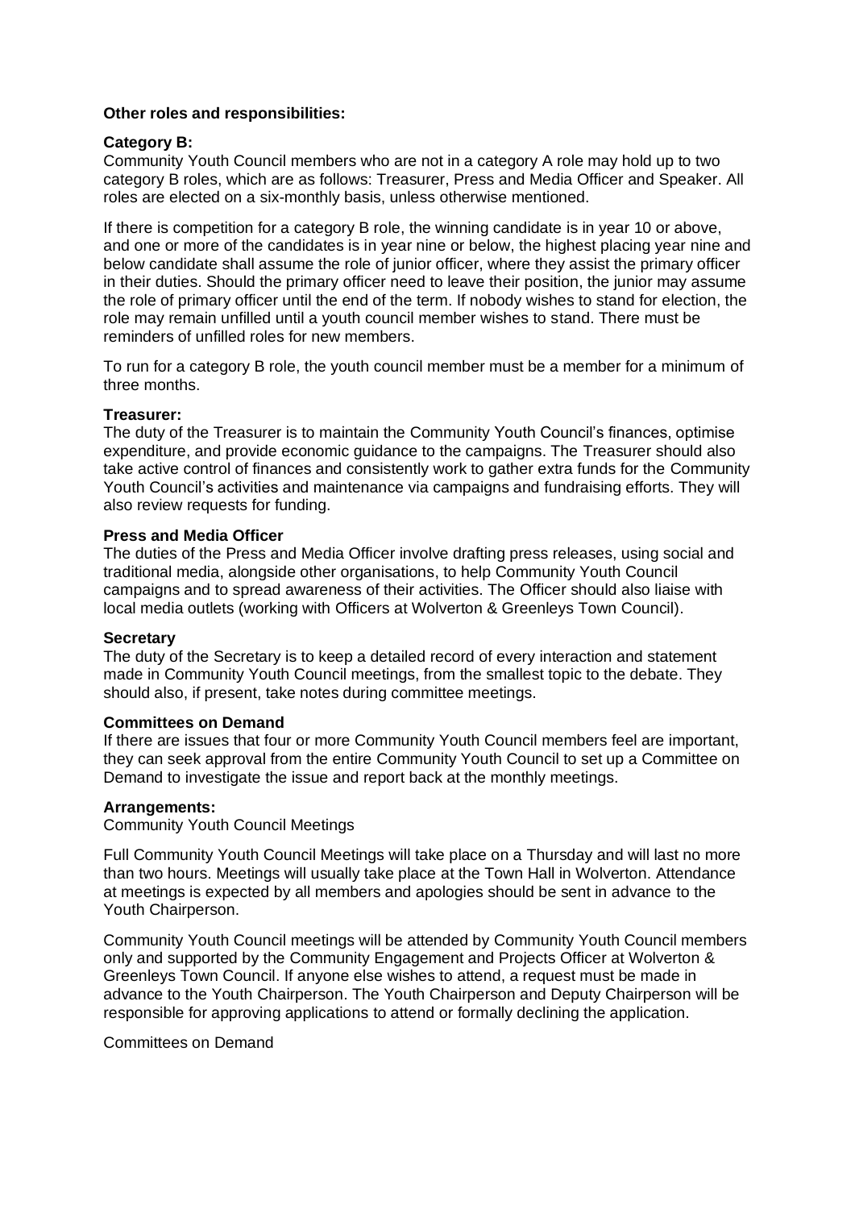**Other roles and responsibilities:**

**Category B:**

Community Youth Council members who are not in a category A role may hold up to two category B roles, which are as follows: Treasurer, Press and Media Officer and Speaker. All roles are elected on a six-monthly basis, unless otherwise mentioned.

If there is competition for a category B role, the winning candidate is in year 10 or above, and one or more of the candidates is in year nine or below, the highest placing year nine and below candidate shall assume the role of junior officer, where they assist the primary officer in their duties. Should the primary officer need to leave their position, the junior may assume the role of primary officer until the end of the term. If nobody wishes to stand for election, the role may remain unfilled until a youth council member wishes to stand. There must be reminders of unfilled roles for new members.

To run for a category B role, the youth council member must be a member for a minimum of three months.

**Treasurer:**

The duty of the Treasurer is to maintain the Community Youth Council's finances, optimise expenditure, and provide economic guidance to the campaigns. The Treasurer should also take active control of finances and consistently work to gather extra funds for the Community Youth Council's activities and maintenance via campaigns and fundraising efforts. They will also review requests for funding.

**Press and Media Officer**

The duties of the Press and Media Officer involve drafting press releases, using social and traditional media, alongside other organisations, to help Community Youth Council campaigns and to spread awareness of their activities. The Officer should also liaise with local media outlets (working with Officers at Wolverton & Greenleys Town Council).

**Secretary**

The duty of the Secretary is to keep a detailed record of every interaction and statement made in Community Youth Council meetings, from the smallest topic to the debate. They should also, if present, take notes during committee meetings.

**Committees on Demand**

If there are issues that four or more Community Youth Council members feel are important, they can seek approval from the entire Community Youth Council to set up a Committee on Demand to investigate the issue and report back at the monthly meetings.

**Arrangements:**

Community Youth Council Meetings

Full Community Youth Council Meetings will take place on a Thursday and will last no more than two hours. Meetings will usually take place at the Town Hall in Wolverton. Attendance at meetings is expected by all members and apologies should be sent in advance to the Youth Chairperson.

Community Youth Council meetings will be attended by Community Youth Council members only and supported by the Community Engagement and Projects Officer at Wolverton & Greenleys Town Council. If anyone else wishes to attend, a request must be made in advance to the Youth Chairperson. The Youth Chairperson and Deputy Chairperson will be responsible for approving applications to attend or formally declining the application.

Committees on Demand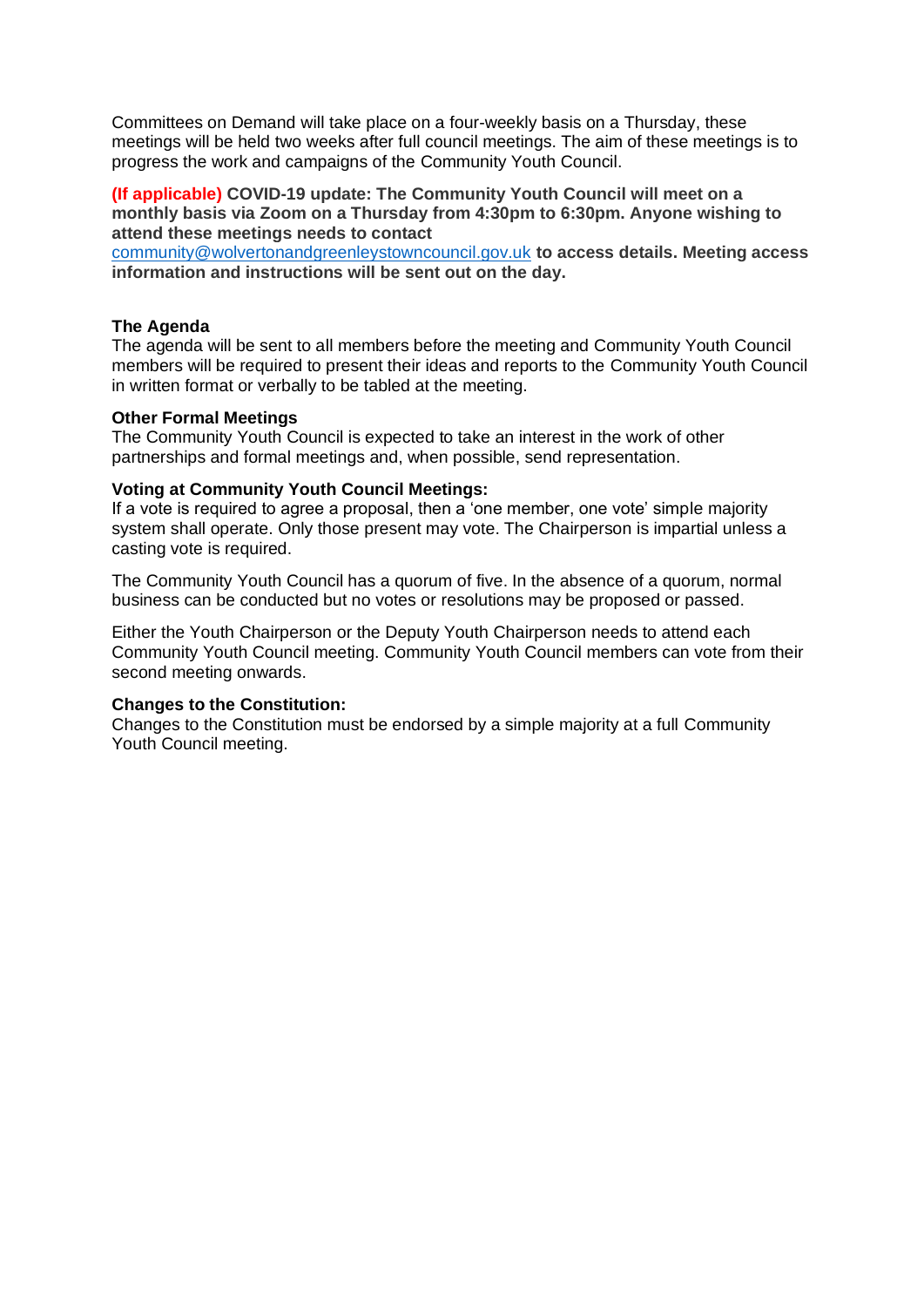Committees on Demand will take place on a four-weekly basis on a Thursday, these meetings will be held two weeks after full council meetings. The aim of these meetings is to progress the work and campaigns of the Community Youth Council.

**(If applicable) COVID-19 update: The Community Youth Council will meet on a monthly basis via Zoom on a Thursday from 4:30pm to 6:30pm. Anyone wishing to attend these meetings needs to contact** community@wolvertonandgreenleystowncouncil.gov.uk **to access details. Meeting access information and instructions will be sent out on the day.**

**The Agenda**

The agenda will be sent to all members before the meeting and Community Youth Council members will be required to present their ideas and reports to the Community Youth Council in written format or verbally to be tabled at the meeting.

**Other Formal Meetings**

The Community Youth Council is expected to take an interest in the work of other partnerships and formal meetings and, when possible, send representation.

**Voting at Community Youth Council Meetings:**

If a vote is required to agree a proposal, then a 'one member, one vote' simple majority system shall operate. Only those present may vote. The Chairperson is impartial unless a casting vote is required.

The Community Youth Council has a quorum of five. In the absence of a quorum, normal business can be conducted but no votes or resolutions may be proposed or passed.

Either the Youth Chairperson or the Deputy Youth Chairperson needs to attend each Community Youth Council meeting. Community Youth Council members can vote from their second meeting onwards.

**Changes to the Constitution:**

Changes to the Constitution must be endorsed by a simple majority at a full Community Youth Council meeting.